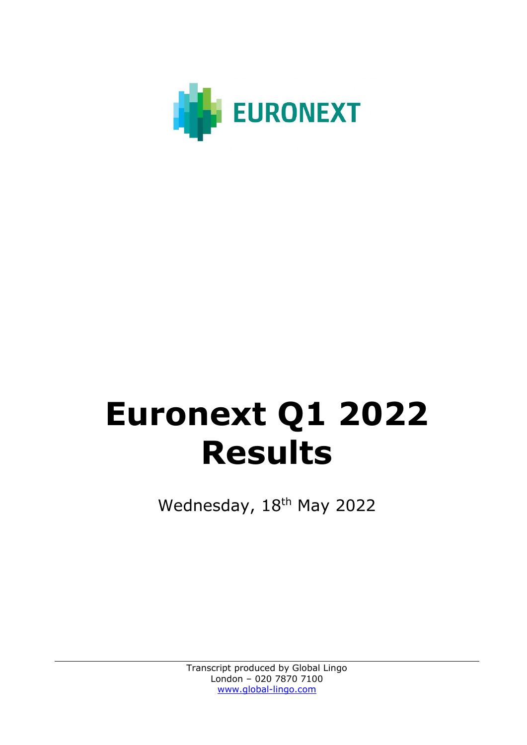EURONEXT

# Euronext Q1 2022 Results

Wednesday, 18th May 2022

Transcript produced by Global Lingo
London – 020 7870 7100
www.global-lingo.com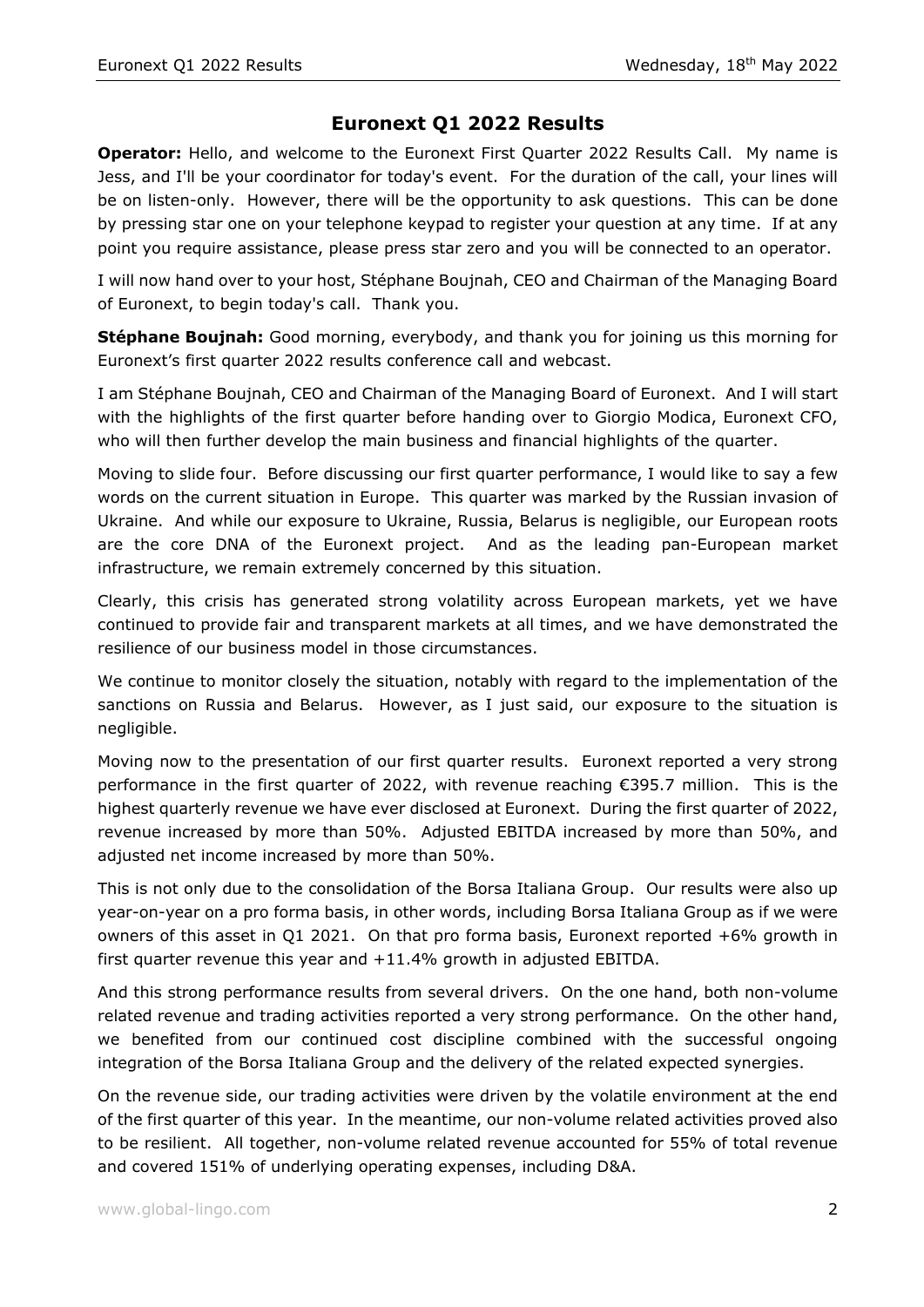# Euronext Q1 2022 Results

**Operator:** Hello, and welcome to the Euronext First Quarter 2022 Results Call. My name is Jess, and I'll be your coordinator for today's event. For the duration of the call, your lines will be on listen-only. However, there will be the opportunity to ask questions. This can be done by pressing star one on your telephone keypad to register your question at any time. If at any point you require assistance, please press star zero and you will be connected to an operator.

I will now hand over to your host, Stéphane Boujnah, CEO and Chairman of the Managing Board of Euronext, to begin today's call. Thank you.

**Stéphane Boujnah:** Good morning, everybody, and thank you for joining us this morning for Euronext's first quarter 2022 results conference call and webcast.

I am Stéphane Boujnah, CEO and Chairman of the Managing Board of Euronext. And I will start with the highlights of the first quarter before handing over to Giorgio Modica, Euronext CFO, who will then further develop the main business and financial highlights of the quarter.

Moving to slide four. Before discussing our first quarter performance, I would like to say a few words on the current situation in Europe. This quarter was marked by the Russian invasion of Ukraine. And while our exposure to Ukraine, Russia, Belarus is negligible, our European roots are the core DNA of the Euronext project. And as the leading pan-European market infrastructure, we remain extremely concerned by this situation.

Clearly, this crisis has generated strong volatility across European markets, yet we have continued to provide fair and transparent markets at all times, and we have demonstrated the resilience of our business model in those circumstances.

We continue to monitor closely the situation, notably with regard to the implementation of the sanctions on Russia and Belarus. However, as I just said, our exposure to the situation is negligible.

Moving now to the presentation of our first quarter results. Euronext reported a very strong performance in the first quarter of 2022, with revenue reaching €395.7 million. This is the highest quarterly revenue we have ever disclosed at Euronext. During the first quarter of 2022, revenue increased by more than 50%. Adjusted EBITDA increased by more than 50%, and adjusted net income increased by more than 50%.

This is not only due to the consolidation of the Borsa Italiana Group. Our results were also up year-on-year on a pro forma basis, in other words, including Borsa Italiana Group as if we were owners of this asset in Q1 2021. On that pro forma basis, Euronext reported +6% growth in first quarter revenue this year and +11.4% growth in adjusted EBITDA.

And this strong performance results from several drivers. On the one hand, both non-volume related revenue and trading activities reported a very strong performance. On the other hand, we benefited from our continued cost discipline combined with the successful ongoing integration of the Borsa Italiana Group and the delivery of the related expected synergies.

On the revenue side, our trading activities were driven by the volatile environment at the end of the first quarter of this year. In the meantime, our non-volume related activities proved also to be resilient. All together, non-volume related revenue accounted for 55% of total revenue and covered 151% of underlying operating expenses, including D&A.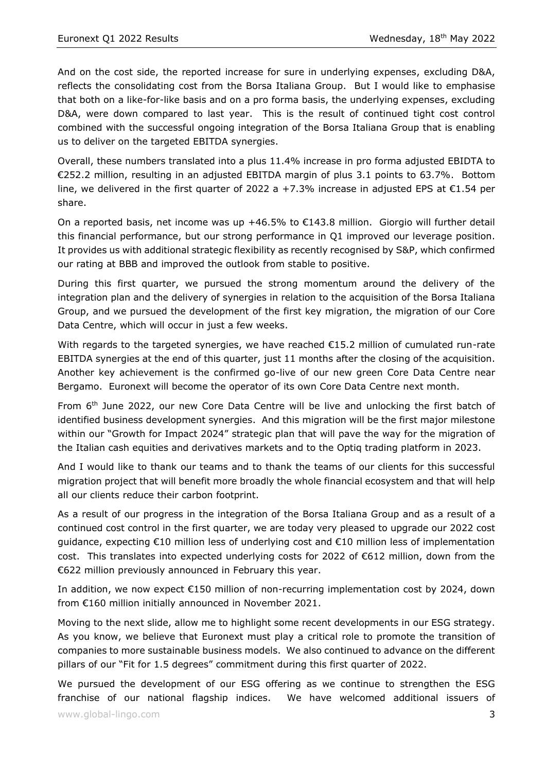And on the cost side, the reported increase for sure in underlying expenses, excluding D&A, reflects the consolidating cost from the Borsa Italiana Group. But I would like to emphasise that both on a like-for-like basis and on a pro forma basis, the underlying expenses, excluding D&A, were down compared to last year. This is the result of continued tight cost control combined with the successful ongoing integration of the Borsa Italiana Group that is enabling us to deliver on the targeted EBITDA synergies.

Overall, these numbers translated into a plus 11.4% increase in pro forma adjusted EBIDTA to €252.2 million, resulting in an adjusted EBITDA margin of plus 3.1 points to 63.7%. Bottom line, we delivered in the first quarter of 2022 a +7.3% increase in adjusted EPS at €1.54 per share.

On a reported basis, net income was up +46.5% to €143.8 million. Giorgio will further detail this financial performance, but our strong performance in Q1 improved our leverage position. It provides us with additional strategic flexibility as recently recognised by S&P, which confirmed our rating at BBB and improved the outlook from stable to positive.

During this first quarter, we pursued the strong momentum around the delivery of the integration plan and the delivery of synergies in relation to the acquisition of the Borsa Italiana Group, and we pursued the development of the first key migration, the migration of our Core Data Centre, which will occur in just a few weeks.

With regards to the targeted synergies, we have reached €15.2 million of cumulated run-rate EBITDA synergies at the end of this quarter, just 11 months after the closing of the acquisition. Another key achievement is the confirmed go-live of our new green Core Data Centre near Bergamo. Euronext will become the operator of its own Core Data Centre next month.

From 6th June 2022, our new Core Data Centre will be live and unlocking the first batch of identified business development synergies. And this migration will be the first major milestone within our "Growth for Impact 2024" strategic plan that will pave the way for the migration of the Italian cash equities and derivatives markets and to the Optiq trading platform in 2023.

And I would like to thank our teams and to thank the teams of our clients for this successful migration project that will benefit more broadly the whole financial ecosystem and that will help all our clients reduce their carbon footprint.

As a result of our progress in the integration of the Borsa Italiana Group and as a result of a continued cost control in the first quarter, we are today very pleased to upgrade our 2022 cost guidance, expecting €10 million less of underlying cost and €10 million less of implementation cost. This translates into expected underlying costs for 2022 of €612 million, down from the €622 million previously announced in February this year.

In addition, we now expect €150 million of non-recurring implementation cost by 2024, down from €160 million initially announced in November 2021.

Moving to the next slide, allow me to highlight some recent developments in our ESG strategy. As you know, we believe that Euronext must play a critical role to promote the transition of companies to more sustainable business models. We also continued to advance on the different pillars of our "Fit for 1.5 degrees" commitment during this first quarter of 2022.

We pursued the development of our ESG offering as we continue to strengthen the ESG franchise of our national flagship indices. We have welcomed additional issuers of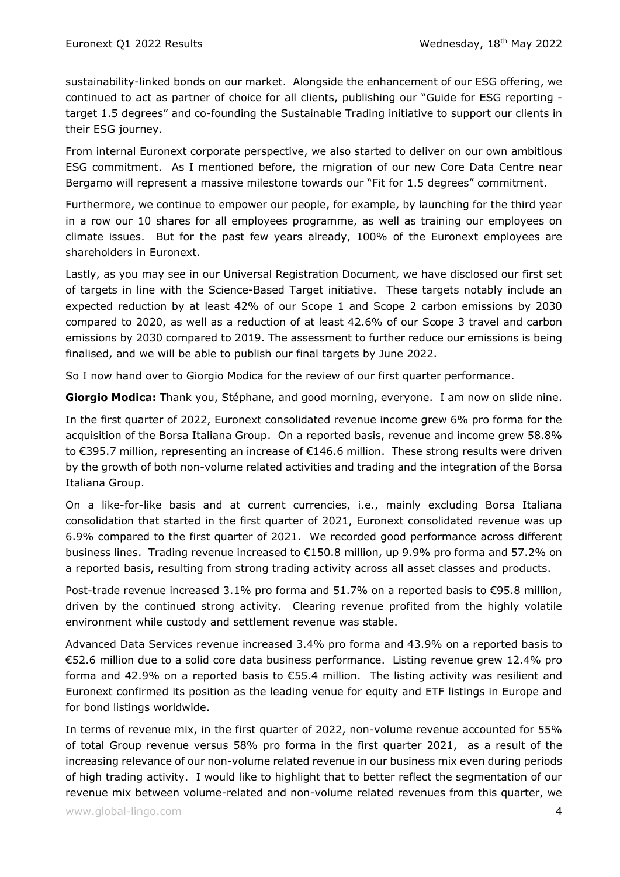sustainability-linked bonds on our market. Alongside the enhancement of our ESG offering, we continued to act as partner of choice for all clients, publishing our "Guide for ESG reporting - target 1.5 degrees" and co-founding the Sustainable Trading initiative to support our clients in their ESG journey.

From internal Euronext corporate perspective, we also started to deliver on our own ambitious ESG commitment. As I mentioned before, the migration of our new Core Data Centre near Bergamo will represent a massive milestone towards our "Fit for 1.5 degrees" commitment.

Furthermore, we continue to empower our people, for example, by launching for the third year in a row our 10 shares for all employees programme, as well as training our employees on climate issues. But for the past few years already, 100% of the Euronext employees are shareholders in Euronext.

Lastly, as you may see in our Universal Registration Document, we have disclosed our first set of targets in line with the Science-Based Target initiative. These targets notably include an expected reduction by at least 42% of our Scope 1 and Scope 2 carbon emissions by 2030 compared to 2020, as well as a reduction of at least 42.6% of our Scope 3 travel and carbon emissions by 2030 compared to 2019. The assessment to further reduce our emissions is being finalised, and we will be able to publish our final targets by June 2022.

So I now hand over to Giorgio Modica for the review of our first quarter performance.

**Giorgio Modica:** Thank you, Stéphane, and good morning, everyone. I am now on slide nine.

In the first quarter of 2022, Euronext consolidated revenue income grew 6% pro forma for the acquisition of the Borsa Italiana Group. On a reported basis, revenue and income grew 58.8% to €395.7 million, representing an increase of €146.6 million. These strong results were driven by the growth of both non-volume related activities and trading and the integration of the Borsa Italiana Group.

On a like-for-like basis and at current currencies, i.e., mainly excluding Borsa Italiana consolidation that started in the first quarter of 2021, Euronext consolidated revenue was up 6.9% compared to the first quarter of 2021. We recorded good performance across different business lines. Trading revenue increased to €150.8 million, up 9.9% pro forma and 57.2% on a reported basis, resulting from strong trading activity across all asset classes and products.

Post-trade revenue increased 3.1% pro forma and 51.7% on a reported basis to €95.8 million, driven by the continued strong activity. Clearing revenue profited from the highly volatile environment while custody and settlement revenue was stable.

Advanced Data Services revenue increased 3.4% pro forma and 43.9% on a reported basis to €52.6 million due to a solid core data business performance. Listing revenue grew 12.4% pro forma and 42.9% on a reported basis to €55.4 million. The listing activity was resilient and Euronext confirmed its position as the leading venue for equity and ETF listings in Europe and for bond listings worldwide.

In terms of revenue mix, in the first quarter of 2022, non-volume revenue accounted for 55% of total Group revenue versus 58% pro forma in the first quarter 2021, as a result of the increasing relevance of our non-volume related revenue in our business mix even during periods of high trading activity. I would like to highlight that to better reflect the segmentation of our revenue mix between volume-related and non-volume related revenues from this quarter, we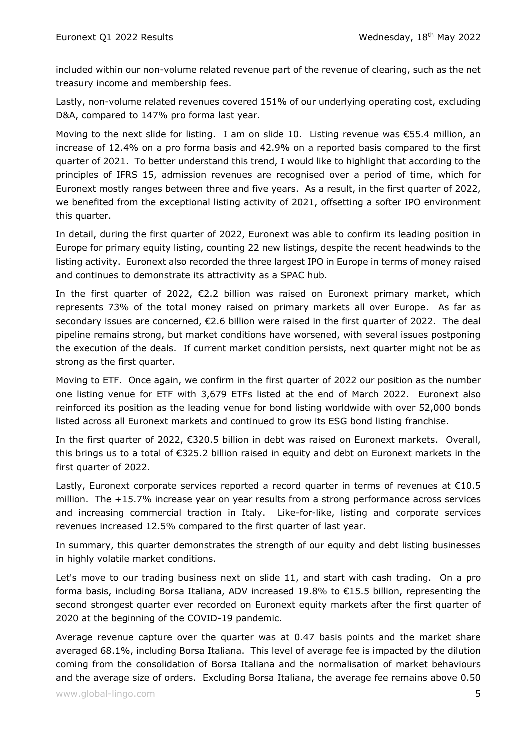included within our non-volume related revenue part of the revenue of clearing, such as the net treasury income and membership fees.

Lastly, non-volume related revenues covered 151% of our underlying operating cost, excluding D&A, compared to 147% pro forma last year.

Moving to the next slide for listing. I am on slide 10. Listing revenue was €55.4 million, an increase of 12.4% on a pro forma basis and 42.9% on a reported basis compared to the first quarter of 2021. To better understand this trend, I would like to highlight that according to the principles of IFRS 15, admission revenues are recognised over a period of time, which for Euronext mostly ranges between three and five years. As a result, in the first quarter of 2022, we benefited from the exceptional listing activity of 2021, offsetting a softer IPO environment this quarter.

In detail, during the first quarter of 2022, Euronext was able to confirm its leading position in Europe for primary equity listing, counting 22 new listings, despite the recent headwinds to the listing activity. Euronext also recorded the three largest IPO in Europe in terms of money raised and continues to demonstrate its attractivity as a SPAC hub.

In the first quarter of 2022, €2.2 billion was raised on Euronext primary market, which represents 73% of the total money raised on primary markets all over Europe. As far as secondary issues are concerned, €2.6 billion were raised in the first quarter of 2022. The deal pipeline remains strong, but market conditions have worsened, with several issues postponing the execution of the deals. If current market condition persists, next quarter might not be as strong as the first quarter.

Moving to ETF. Once again, we confirm in the first quarter of 2022 our position as the number one listing venue for ETF with 3,679 ETFs listed at the end of March 2022. Euronext also reinforced its position as the leading venue for bond listing worldwide with over 52,000 bonds listed across all Euronext markets and continued to grow its ESG bond listing franchise.

In the first quarter of 2022, €320.5 billion in debt was raised on Euronext markets. Overall, this brings us to a total of €325.2 billion raised in equity and debt on Euronext markets in the first quarter of 2022.

Lastly, Euronext corporate services reported a record quarter in terms of revenues at €10.5 million. The +15.7% increase year on year results from a strong performance across services and increasing commercial traction in Italy. Like-for-like, listing and corporate services revenues increased 12.5% compared to the first quarter of last year.

In summary, this quarter demonstrates the strength of our equity and debt listing businesses in highly volatile market conditions.

Let's move to our trading business next on slide 11, and start with cash trading. On a pro forma basis, including Borsa Italiana, ADV increased 19.8% to €15.5 billion, representing the second strongest quarter ever recorded on Euronext equity markets after the first quarter of 2020 at the beginning of the COVID-19 pandemic.

Average revenue capture over the quarter was at 0.47 basis points and the market share averaged 68.1%, including Borsa Italiana. This level of average fee is impacted by the dilution coming from the consolidation of Borsa Italiana and the normalisation of market behaviours and the average size of orders. Excluding Borsa Italiana, the average fee remains above 0.50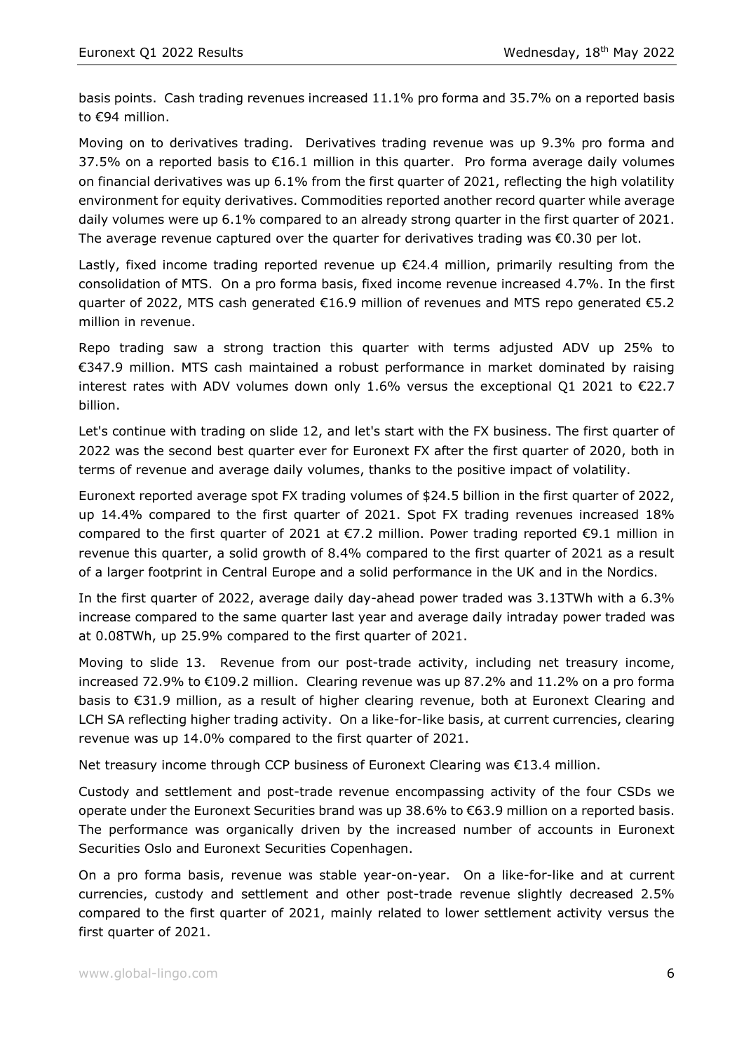basis points. Cash trading revenues increased 11.1% pro forma and 35.7% on a reported basis to €94 million.

Moving on to derivatives trading. Derivatives trading revenue was up 9.3% pro forma and 37.5% on a reported basis to €16.1 million in this quarter. Pro forma average daily volumes on financial derivatives was up 6.1% from the first quarter of 2021, reflecting the high volatility environment for equity derivatives. Commodities reported another record quarter while average daily volumes were up 6.1% compared to an already strong quarter in the first quarter of 2021. The average revenue captured over the quarter for derivatives trading was €0.30 per lot.

Lastly, fixed income trading reported revenue up €24.4 million, primarily resulting from the consolidation of MTS. On a pro forma basis, fixed income revenue increased 4.7%. In the first quarter of 2022, MTS cash generated €16.9 million of revenues and MTS repo generated €5.2 million in revenue.

Repo trading saw a strong traction this quarter with terms adjusted ADV up 25% to €347.9 million. MTS cash maintained a robust performance in market dominated by raising interest rates with ADV volumes down only 1.6% versus the exceptional Q1 2021 to €22.7 billion.

Let's continue with trading on slide 12, and let's start with the FX business. The first quarter of 2022 was the second best quarter ever for Euronext FX after the first quarter of 2020, both in terms of revenue and average daily volumes, thanks to the positive impact of volatility.

Euronext reported average spot FX trading volumes of $24.5 billion in the first quarter of 2022, up 14.4% compared to the first quarter of 2021. Spot FX trading revenues increased 18% compared to the first quarter of 2021 at €7.2 million. Power trading reported €9.1 million in revenue this quarter, a solid growth of 8.4% compared to the first quarter of 2021 as a result of a larger footprint in Central Europe and a solid performance in the UK and in the Nordics.

In the first quarter of 2022, average daily day-ahead power traded was 3.13TWh with a 6.3% increase compared to the same quarter last year and average daily intraday power traded was at 0.08TWh, up 25.9% compared to the first quarter of 2021.

Moving to slide 13. Revenue from our post-trade activity, including net treasury income, increased 72.9% to €109.2 million. Clearing revenue was up 87.2% and 11.2% on a pro forma basis to €31.9 million, as a result of higher clearing revenue, both at Euronext Clearing and LCH SA reflecting higher trading activity. On a like-for-like basis, at current currencies, clearing revenue was up 14.0% compared to the first quarter of 2021.

Net treasury income through CCP business of Euronext Clearing was €13.4 million.

Custody and settlement and post-trade revenue encompassing activity of the four CSDs we operate under the Euronext Securities brand was up 38.6% to €63.9 million on a reported basis. The performance was organically driven by the increased number of accounts in Euronext Securities Oslo and Euronext Securities Copenhagen.

On a pro forma basis, revenue was stable year-on-year. On a like-for-like and at current currencies, custody and settlement and other post-trade revenue slightly decreased 2.5% compared to the first quarter of 2021, mainly related to lower settlement activity versus the first quarter of 2021.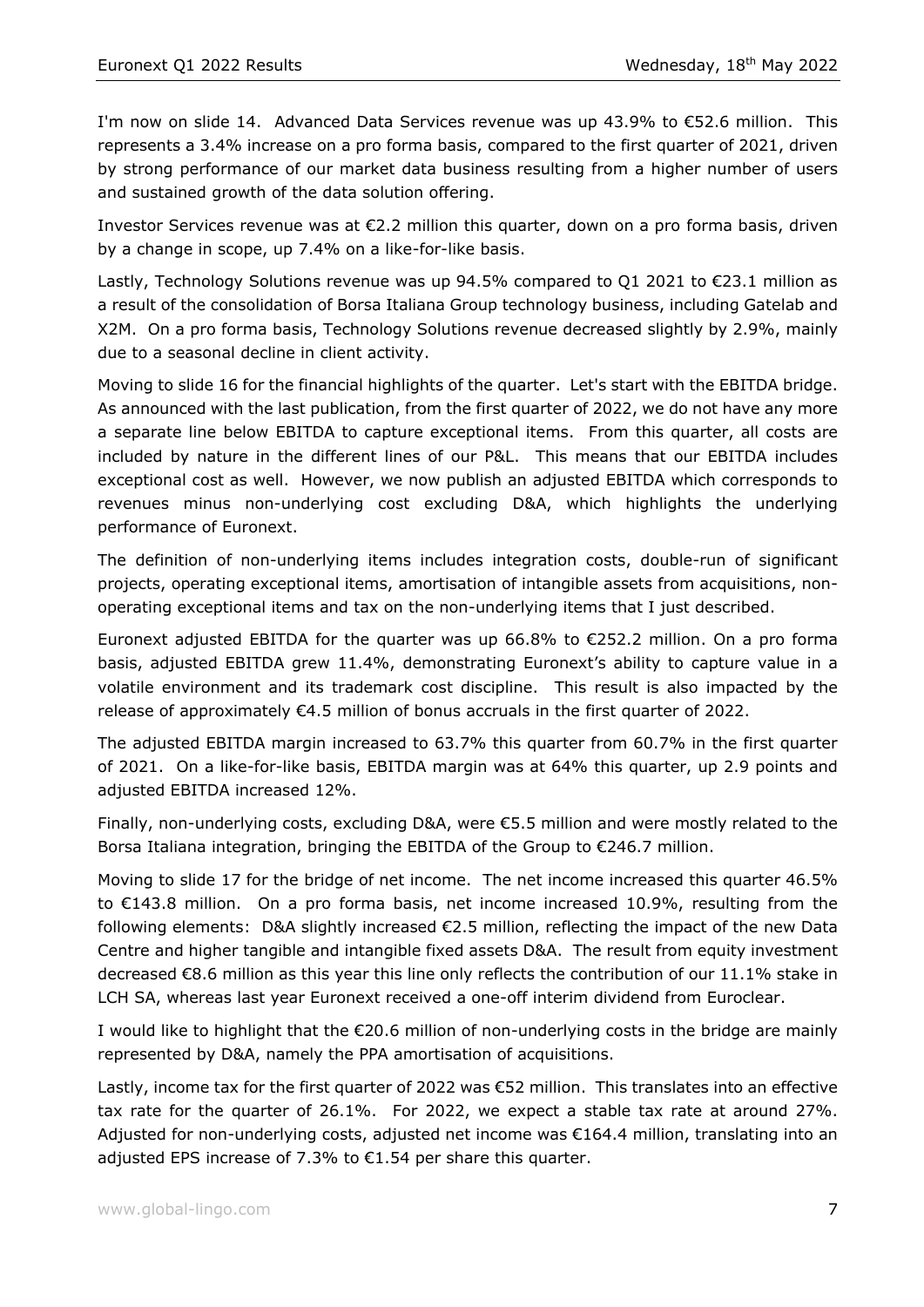I'm now on slide 14. Advanced Data Services revenue was up 43.9% to €52.6 million. This represents a 3.4% increase on a pro forma basis, compared to the first quarter of 2021, driven by strong performance of our market data business resulting from a higher number of users and sustained growth of the data solution offering.

Investor Services revenue was at €2.2 million this quarter, down on a pro forma basis, driven by a change in scope, up 7.4% on a like-for-like basis.

Lastly, Technology Solutions revenue was up 94.5% compared to Q1 2021 to €23.1 million as a result of the consolidation of Borsa Italiana Group technology business, including Gatelab and X2M. On a pro forma basis, Technology Solutions revenue decreased slightly by 2.9%, mainly due to a seasonal decline in client activity.

Moving to slide 16 for the financial highlights of the quarter. Let's start with the EBITDA bridge. As announced with the last publication, from the first quarter of 2022, we do not have any more a separate line below EBITDA to capture exceptional items. From this quarter, all costs are included by nature in the different lines of our P&L. This means that our EBITDA includes exceptional cost as well. However, we now publish an adjusted EBITDA which corresponds to revenues minus non-underlying cost excluding D&A, which highlights the underlying performance of Euronext.

The definition of non-underlying items includes integration costs, double-run of significant projects, operating exceptional items, amortisation of intangible assets from acquisitions, non-operating exceptional items and tax on the non-underlying items that I just described.

Euronext adjusted EBITDA for the quarter was up 66.8% to €252.2 million. On a pro forma basis, adjusted EBITDA grew 11.4%, demonstrating Euronext's ability to capture value in a volatile environment and its trademark cost discipline. This result is also impacted by the release of approximately €4.5 million of bonus accruals in the first quarter of 2022.

The adjusted EBITDA margin increased to 63.7% this quarter from 60.7% in the first quarter of 2021. On a like-for-like basis, EBITDA margin was at 64% this quarter, up 2.9 points and adjusted EBITDA increased 12%.

Finally, non-underlying costs, excluding D&A, were €5.5 million and were mostly related to the Borsa Italiana integration, bringing the EBITDA of the Group to €246.7 million.

Moving to slide 17 for the bridge of net income. The net income increased this quarter 46.5% to €143.8 million. On a pro forma basis, net income increased 10.9%, resulting from the following elements: D&A slightly increased €2.5 million, reflecting the impact of the new Data Centre and higher tangible and intangible fixed assets D&A. The result from equity investment decreased €8.6 million as this year this line only reflects the contribution of our 11.1% stake in LCH SA, whereas last year Euronext received a one-off interim dividend from Euroclear.

I would like to highlight that the €20.6 million of non-underlying costs in the bridge are mainly represented by D&A, namely the PPA amortisation of acquisitions.

Lastly, income tax for the first quarter of 2022 was €52 million. This translates into an effective tax rate for the quarter of 26.1%. For 2022, we expect a stable tax rate at around 27%. Adjusted for non-underlying costs, adjusted net income was €164.4 million, translating into an adjusted EPS increase of 7.3% to €1.54 per share this quarter.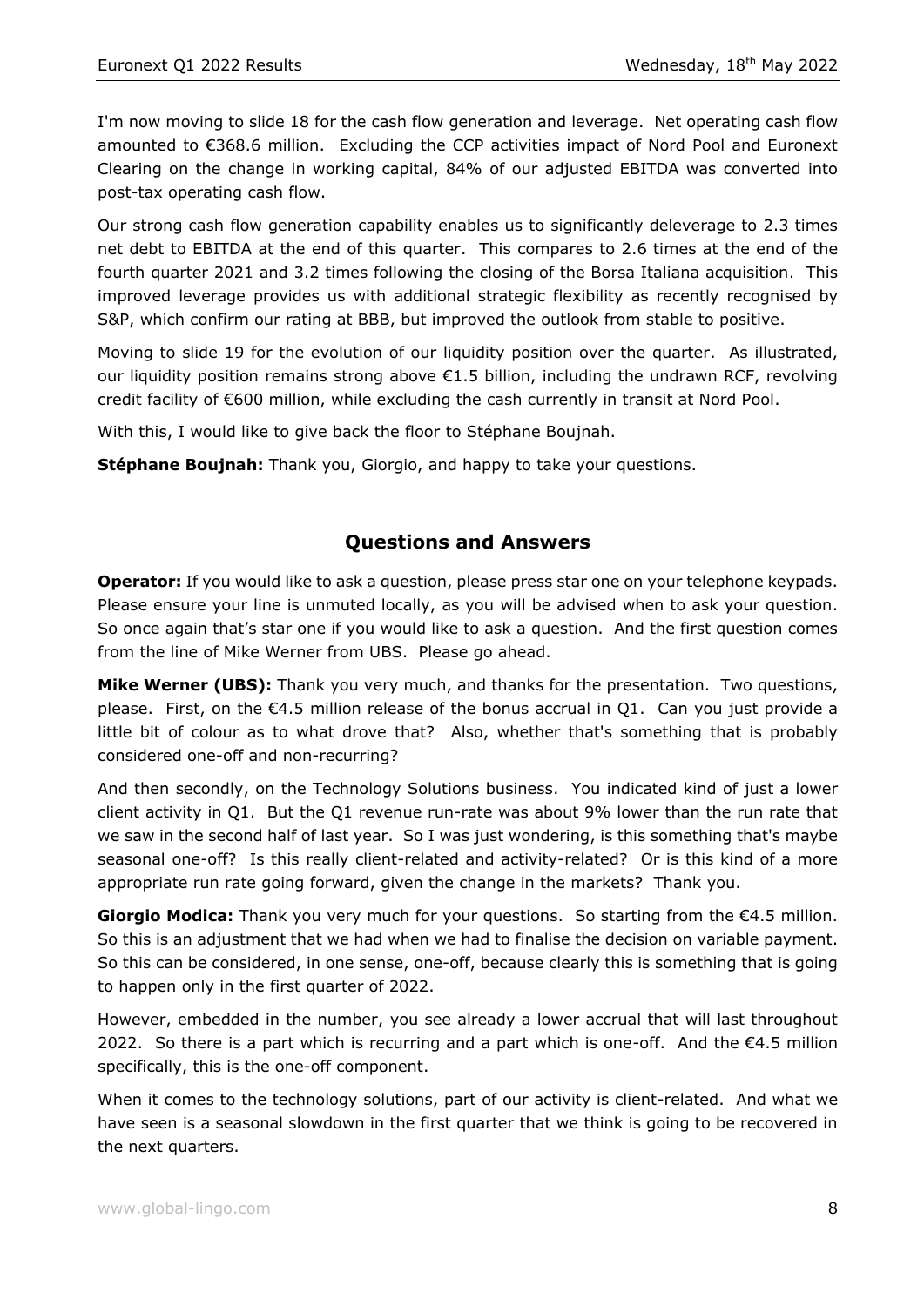I'm now moving to slide 18 for the cash flow generation and leverage. Net operating cash flow amounted to €368.6 million. Excluding the CCP activities impact of Nord Pool and Euronext Clearing on the change in working capital, 84% of our adjusted EBITDA was converted into post-tax operating cash flow.

Our strong cash flow generation capability enables us to significantly deleverage to 2.3 times net debt to EBITDA at the end of this quarter. This compares to 2.6 times at the end of the fourth quarter 2021 and 3.2 times following the closing of the Borsa Italiana acquisition. This improved leverage provides us with additional strategic flexibility as recently recognised by S&P, which confirm our rating at BBB, but improved the outlook from stable to positive.

Moving to slide 19 for the evolution of our liquidity position over the quarter. As illustrated, our liquidity position remains strong above €1.5 billion, including the undrawn RCF, revolving credit facility of €600 million, while excluding the cash currently in transit at Nord Pool.

With this, I would like to give back the floor to Stéphane Boujnah.

**Stéphane Boujnah:** Thank you, Giorgio, and happy to take your questions.

## Questions and Answers

**Operator:** If you would like to ask a question, please press star one on your telephone keypads. Please ensure your line is unmuted locally, as you will be advised when to ask your question. So once again that's star one if you would like to ask a question. And the first question comes from the line of Mike Werner from UBS. Please go ahead.

**Mike Werner (UBS):** Thank you very much, and thanks for the presentation. Two questions, please. First, on the €4.5 million release of the bonus accrual in Q1. Can you just provide a little bit of colour as to what drove that? Also, whether that's something that is probably considered one-off and non-recurring?

And then secondly, on the Technology Solutions business. You indicated kind of just a lower client activity in Q1. But the Q1 revenue run-rate was about 9% lower than the run rate that we saw in the second half of last year. So I was just wondering, is this something that's maybe seasonal one-off? Is this really client-related and activity-related? Or is this kind of a more appropriate run rate going forward, given the change in the markets? Thank you.

**Giorgio Modica:** Thank you very much for your questions. So starting from the €4.5 million. So this is an adjustment that we had when we had to finalise the decision on variable payment. So this can be considered, in one sense, one-off, because clearly this is something that is going to happen only in the first quarter of 2022.

However, embedded in the number, you see already a lower accrual that will last throughout 2022. So there is a part which is recurring and a part which is one-off. And the €4.5 million specifically, this is the one-off component.

When it comes to the technology solutions, part of our activity is client-related. And what we have seen is a seasonal slowdown in the first quarter that we think is going to be recovered in the next quarters.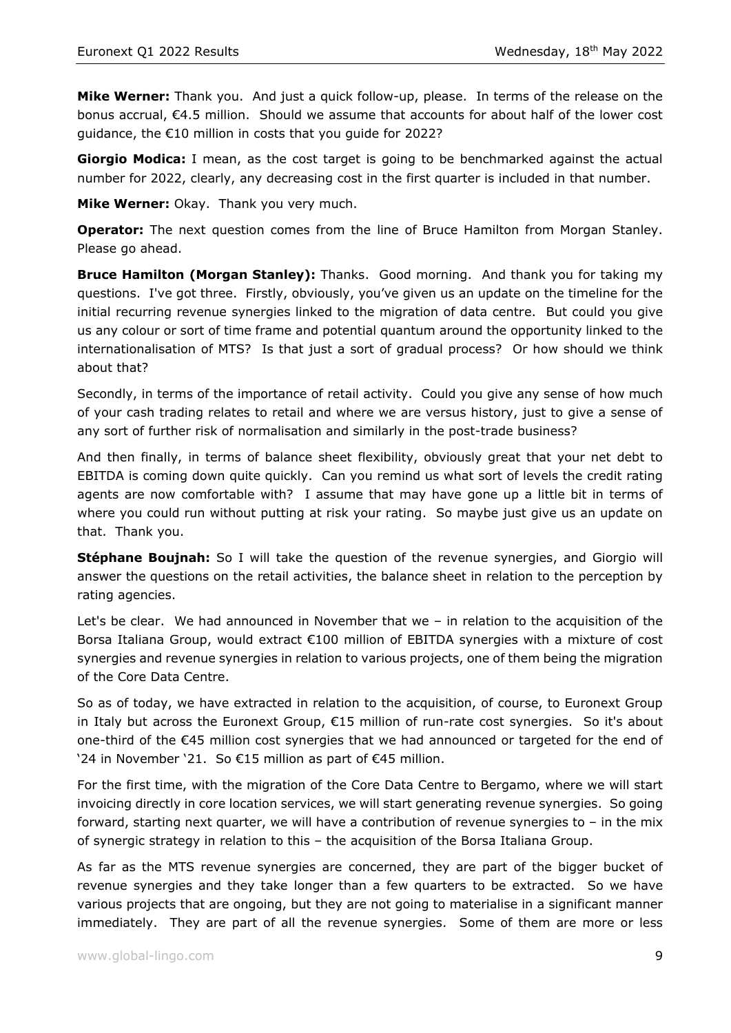**Mike Werner:** Thank you. And just a quick follow-up, please. In terms of the release on the bonus accrual, €4.5 million. Should we assume that accounts for about half of the lower cost guidance, the €10 million in costs that you guide for 2022?

**Giorgio Modica:** I mean, as the cost target is going to be benchmarked against the actual number for 2022, clearly, any decreasing cost in the first quarter is included in that number.

**Mike Werner:** Okay. Thank you very much.

**Operator:** The next question comes from the line of Bruce Hamilton from Morgan Stanley. Please go ahead.

**Bruce Hamilton (Morgan Stanley):** Thanks. Good morning. And thank you for taking my questions. I've got three. Firstly, obviously, you've given us an update on the timeline for the initial recurring revenue synergies linked to the migration of data centre. But could you give us any colour or sort of time frame and potential quantum around the opportunity linked to the internationalisation of MTS? Is that just a sort of gradual process? Or how should we think about that?

Secondly, in terms of the importance of retail activity. Could you give any sense of how much of your cash trading relates to retail and where we are versus history, just to give a sense of any sort of further risk of normalisation and similarly in the post-trade business?

And then finally, in terms of balance sheet flexibility, obviously great that your net debt to EBITDA is coming down quite quickly. Can you remind us what sort of levels the credit rating agents are now comfortable with? I assume that may have gone up a little bit in terms of where you could run without putting at risk your rating. So maybe just give us an update on that. Thank you.

**Stéphane Boujnah:** So I will take the question of the revenue synergies, and Giorgio will answer the questions on the retail activities, the balance sheet in relation to the perception by rating agencies.

Let's be clear. We had announced in November that we – in relation to the acquisition of the Borsa Italiana Group, would extract €100 million of EBITDA synergies with a mixture of cost synergies and revenue synergies in relation to various projects, one of them being the migration of the Core Data Centre.

So as of today, we have extracted in relation to the acquisition, of course, to Euronext Group in Italy but across the Euronext Group, €15 million of run-rate cost synergies. So it's about one-third of the €45 million cost synergies that we had announced or targeted for the end of '24 in November '21. So €15 million as part of €45 million.

For the first time, with the migration of the Core Data Centre to Bergamo, where we will start invoicing directly in core location services, we will start generating revenue synergies. So going forward, starting next quarter, we will have a contribution of revenue synergies to – in the mix of synergic strategy in relation to this – the acquisition of the Borsa Italiana Group.

As far as the MTS revenue synergies are concerned, they are part of the bigger bucket of revenue synergies and they take longer than a few quarters to be extracted. So we have various projects that are ongoing, but they are not going to materialise in a significant manner immediately. They are part of all the revenue synergies. Some of them are more or less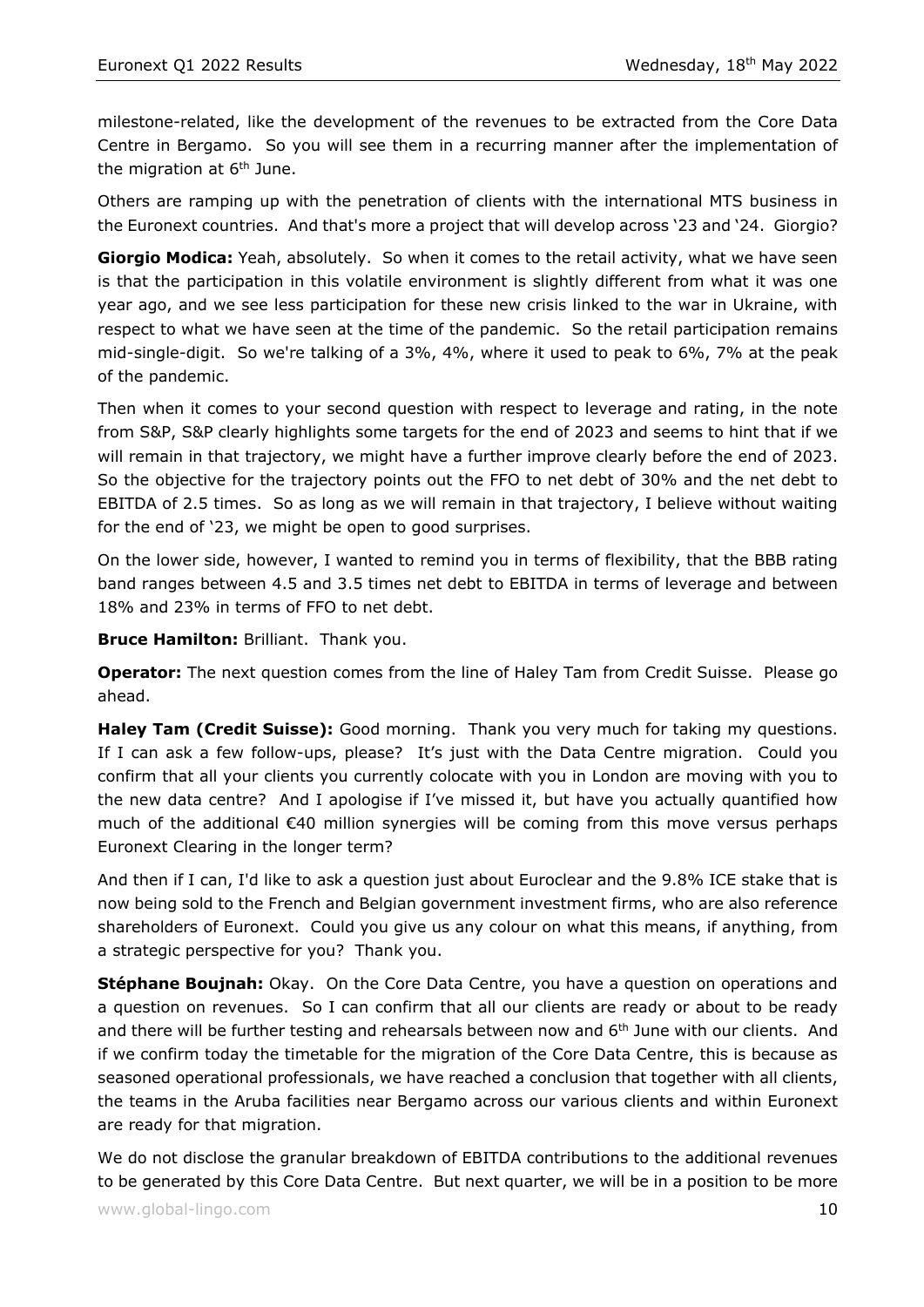milestone-related, like the development of the revenues to be extracted from the Core Data Centre in Bergamo. So you will see them in a recurring manner after the implementation of the migration at 6th June.

Others are ramping up with the penetration of clients with the international MTS business in the Euronext countries. And that's more a project that will develop across '23 and '24. Giorgio?

**Giorgio Modica:** Yeah, absolutely. So when it comes to the retail activity, what we have seen is that the participation in this volatile environment is slightly different from what it was one year ago, and we see less participation for these new crisis linked to the war in Ukraine, with respect to what we have seen at the time of the pandemic. So the retail participation remains mid-single-digit. So we're talking of a 3%, 4%, where it used to peak to 6%, 7% at the peak of the pandemic.

Then when it comes to your second question with respect to leverage and rating, in the note from S&P, S&P clearly highlights some targets for the end of 2023 and seems to hint that if we will remain in that trajectory, we might have a further improve clearly before the end of 2023. So the objective for the trajectory points out the FFO to net debt of 30% and the net debt to EBITDA of 2.5 times. So as long as we will remain in that trajectory, I believe without waiting for the end of '23, we might be open to good surprises.

On the lower side, however, I wanted to remind you in terms of flexibility, that the BBB rating band ranges between 4.5 and 3.5 times net debt to EBITDA in terms of leverage and between 18% and 23% in terms of FFO to net debt.

**Bruce Hamilton:** Brilliant. Thank you.

**Operator:** The next question comes from the line of Haley Tam from Credit Suisse. Please go ahead.

**Haley Tam (Credit Suisse):** Good morning. Thank you very much for taking my questions. If I can ask a few follow-ups, please? It's just with the Data Centre migration. Could you confirm that all your clients you currently colocate with you in London are moving with you to the new data centre? And I apologise if I've missed it, but have you actually quantified how much of the additional €40 million synergies will be coming from this move versus perhaps Euronext Clearing in the longer term?

And then if I can, I'd like to ask a question just about Euroclear and the 9.8% ICE stake that is now being sold to the French and Belgian government investment firms, who are also reference shareholders of Euronext. Could you give us any colour on what this means, if anything, from a strategic perspective for you? Thank you.

**Stéphane Boujnah:** Okay. On the Core Data Centre, you have a question on operations and a question on revenues. So I can confirm that all our clients are ready or about to be ready and there will be further testing and rehearsals between now and 6th June with our clients. And if we confirm today the timetable for the migration of the Core Data Centre, this is because as seasoned operational professionals, we have reached a conclusion that together with all clients, the teams in the Aruba facilities near Bergamo across our various clients and within Euronext are ready for that migration.

We do not disclose the granular breakdown of EBITDA contributions to the additional revenues to be generated by this Core Data Centre. But next quarter, we will be in a position to be more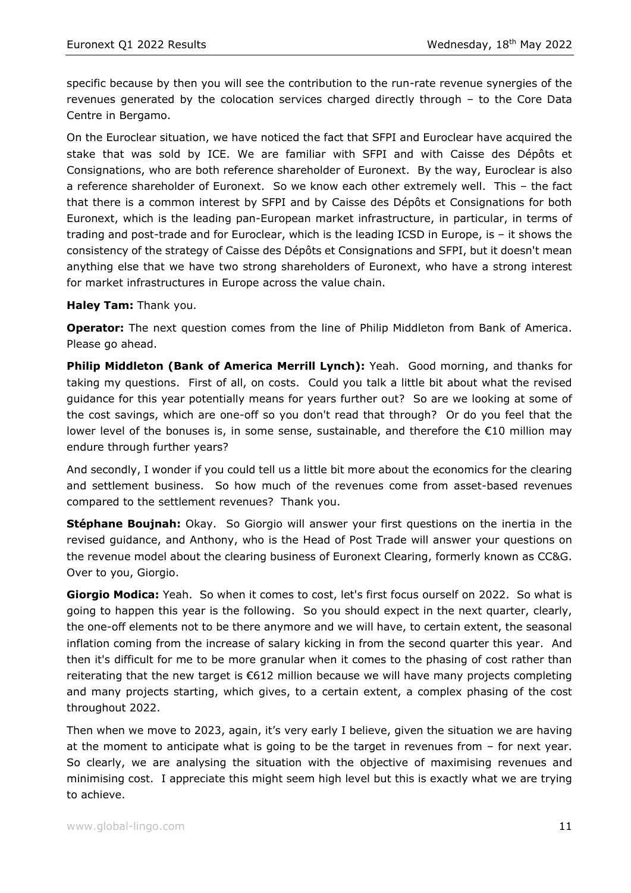specific because by then you will see the contribution to the run-rate revenue synergies of the revenues generated by the colocation services charged directly through – to the Core Data Centre in Bergamo.

On the Euroclear situation, we have noticed the fact that SFPI and Euroclear have acquired the stake that was sold by ICE. We are familiar with SFPI and with Caisse des Dépôts et Consignations, who are both reference shareholder of Euronext. By the way, Euroclear is also a reference shareholder of Euronext. So we know each other extremely well. This – the fact that there is a common interest by SFPI and by Caisse des Dépôts et Consignations for both Euronext, which is the leading pan-European market infrastructure, in particular, in terms of trading and post-trade and for Euroclear, which is the leading ICSD in Europe, is – it shows the consistency of the strategy of Caisse des Dépôts et Consignations and SFPI, but it doesn't mean anything else that we have two strong shareholders of Euronext, who have a strong interest for market infrastructures in Europe across the value chain.

**Haley Tam:** Thank you.

**Operator:** The next question comes from the line of Philip Middleton from Bank of America. Please go ahead.

**Philip Middleton (Bank of America Merrill Lynch):** Yeah. Good morning, and thanks for taking my questions. First of all, on costs. Could you talk a little bit about what the revised guidance for this year potentially means for years further out? So are we looking at some of the cost savings, which are one-off so you don't read that through? Or do you feel that the lower level of the bonuses is, in some sense, sustainable, and therefore the €10 million may endure through further years?

And secondly, I wonder if you could tell us a little bit more about the economics for the clearing and settlement business. So how much of the revenues come from asset-based revenues compared to the settlement revenues? Thank you.

**Stéphane Boujnah:** Okay. So Giorgio will answer your first questions on the inertia in the revised guidance, and Anthony, who is the Head of Post Trade will answer your questions on the revenue model about the clearing business of Euronext Clearing, formerly known as CC&G. Over to you, Giorgio.

**Giorgio Modica:** Yeah. So when it comes to cost, let's first focus ourself on 2022. So what is going to happen this year is the following. So you should expect in the next quarter, clearly, the one-off elements not to be there anymore and we will have, to certain extent, the seasonal inflation coming from the increase of salary kicking in from the second quarter this year. And then it's difficult for me to be more granular when it comes to the phasing of cost rather than reiterating that the new target is €612 million because we will have many projects completing and many projects starting, which gives, to a certain extent, a complex phasing of the cost throughout 2022.

Then when we move to 2023, again, it's very early I believe, given the situation we are having at the moment to anticipate what is going to be the target in revenues from – for next year. So clearly, we are analysing the situation with the objective of maximising revenues and minimising cost. I appreciate this might seem high level but this is exactly what we are trying to achieve.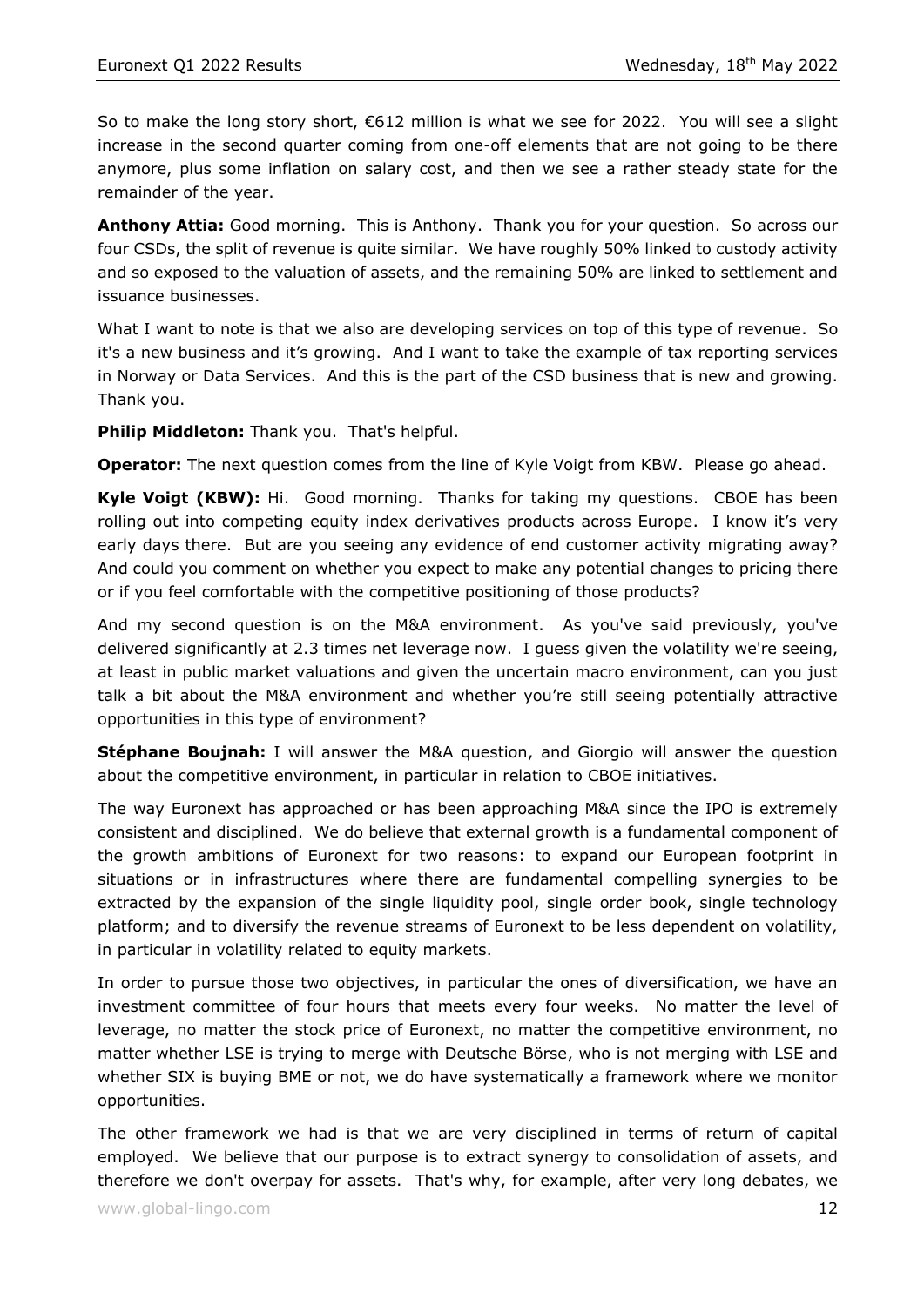So to make the long story short, €612 million is what we see for 2022. You will see a slight increase in the second quarter coming from one-off elements that are not going to be there anymore, plus some inflation on salary cost, and then we see a rather steady state for the remainder of the year.

**Anthony Attia:** Good morning. This is Anthony. Thank you for your question. So across our four CSDs, the split of revenue is quite similar. We have roughly 50% linked to custody activity and so exposed to the valuation of assets, and the remaining 50% are linked to settlement and issuance businesses.

What I want to note is that we also are developing services on top of this type of revenue. So it's a new business and it's growing. And I want to take the example of tax reporting services in Norway or Data Services. And this is the part of the CSD business that is new and growing. Thank you.

**Philip Middleton:** Thank you. That's helpful.

**Operator:** The next question comes from the line of Kyle Voigt from KBW. Please go ahead.

**Kyle Voigt (KBW):** Hi. Good morning. Thanks for taking my questions. CBOE has been rolling out into competing equity index derivatives products across Europe. I know it's very early days there. But are you seeing any evidence of end customer activity migrating away? And could you comment on whether you expect to make any potential changes to pricing there or if you feel comfortable with the competitive positioning of those products?

And my second question is on the M&A environment. As you've said previously, you've delivered significantly at 2.3 times net leverage now. I guess given the volatility we're seeing, at least in public market valuations and given the uncertain macro environment, can you just talk a bit about the M&A environment and whether you're still seeing potentially attractive opportunities in this type of environment?

**Stéphane Boujnah:** I will answer the M&A question, and Giorgio will answer the question about the competitive environment, in particular in relation to CBOE initiatives.

The way Euronext has approached or has been approaching M&A since the IPO is extremely consistent and disciplined. We do believe that external growth is a fundamental component of the growth ambitions of Euronext for two reasons: to expand our European footprint in situations or in infrastructures where there are fundamental compelling synergies to be extracted by the expansion of the single liquidity pool, single order book, single technology platform; and to diversify the revenue streams of Euronext to be less dependent on volatility, in particular in volatility related to equity markets.

In order to pursue those two objectives, in particular the ones of diversification, we have an investment committee of four hours that meets every four weeks. No matter the level of leverage, no matter the stock price of Euronext, no matter the competitive environment, no matter whether LSE is trying to merge with Deutsche Börse, who is not merging with LSE and whether SIX is buying BME or not, we do have systematically a framework where we monitor opportunities.

The other framework we had is that we are very disciplined in terms of return of capital employed. We believe that our purpose is to extract synergy to consolidation of assets, and therefore we don't overpay for assets. That's why, for example, after very long debates, we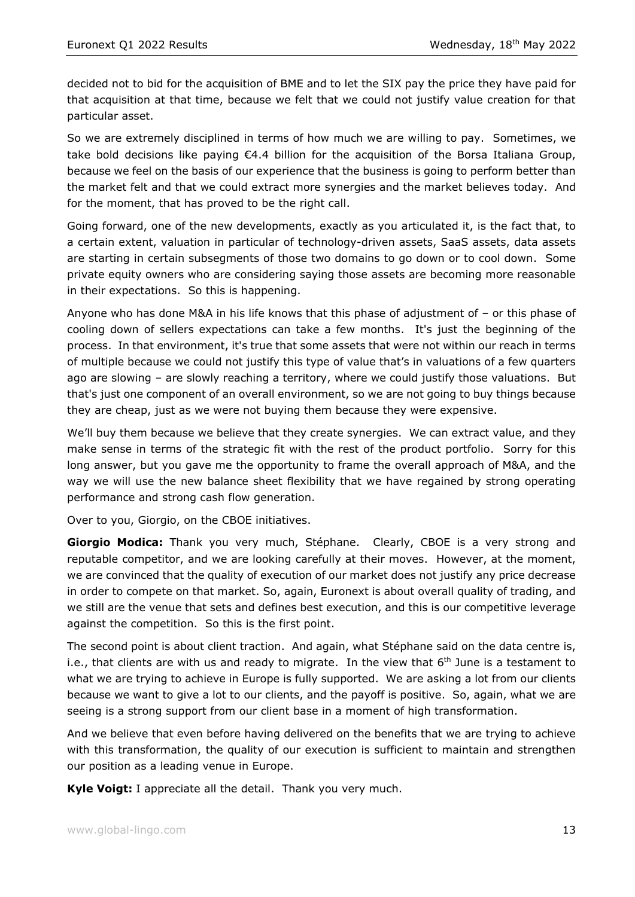decided not to bid for the acquisition of BME and to let the SIX pay the price they have paid for that acquisition at that time, because we felt that we could not justify value creation for that particular asset.

So we are extremely disciplined in terms of how much we are willing to pay. Sometimes, we take bold decisions like paying €4.4 billion for the acquisition of the Borsa Italiana Group, because we feel on the basis of our experience that the business is going to perform better than the market felt and that we could extract more synergies and the market believes today. And for the moment, that has proved to be the right call.

Going forward, one of the new developments, exactly as you articulated it, is the fact that, to a certain extent, valuation in particular of technology-driven assets, SaaS assets, data assets are starting in certain subsegments of those two domains to go down or to cool down. Some private equity owners who are considering saying those assets are becoming more reasonable in their expectations. So this is happening.

Anyone who has done M&A in his life knows that this phase of adjustment of – or this phase of cooling down of sellers expectations can take a few months. It's just the beginning of the process. In that environment, it's true that some assets that were not within our reach in terms of multiple because we could not justify this type of value that's in valuations of a few quarters ago are slowing – are slowly reaching a territory, where we could justify those valuations. But that's just one component of an overall environment, so we are not going to buy things because they are cheap, just as we were not buying them because they were expensive.

We'll buy them because we believe that they create synergies. We can extract value, and they make sense in terms of the strategic fit with the rest of the product portfolio. Sorry for this long answer, but you gave me the opportunity to frame the overall approach of M&A, and the way we will use the new balance sheet flexibility that we have regained by strong operating performance and strong cash flow generation.

Over to you, Giorgio, on the CBOE initiatives.

**Giorgio Modica:** Thank you very much, Stéphane. Clearly, CBOE is a very strong and reputable competitor, and we are looking carefully at their moves. However, at the moment, we are convinced that the quality of execution of our market does not justify any price decrease in order to compete on that market. So, again, Euronext is about overall quality of trading, and we still are the venue that sets and defines best execution, and this is our competitive leverage against the competition. So this is the first point.

The second point is about client traction. And again, what Stéphane said on the data centre is, i.e., that clients are with us and ready to migrate. In the view that 6th June is a testament to what we are trying to achieve in Europe is fully supported. We are asking a lot from our clients because we want to give a lot to our clients, and the payoff is positive. So, again, what we are seeing is a strong support from our client base in a moment of high transformation.

And we believe that even before having delivered on the benefits that we are trying to achieve with this transformation, the quality of our execution is sufficient to maintain and strengthen our position as a leading venue in Europe.

**Kyle Voigt:** I appreciate all the detail. Thank you very much.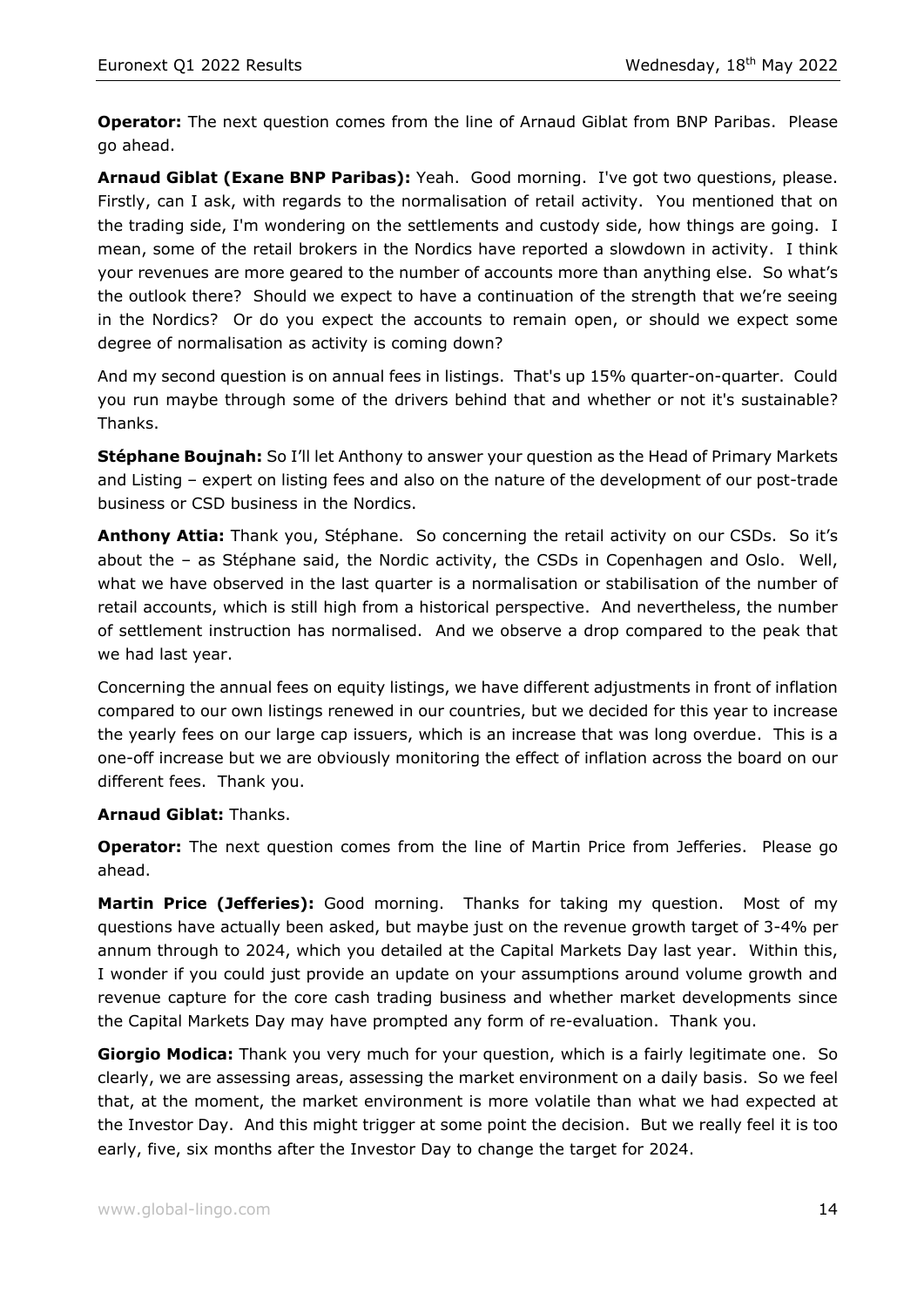**Operator:** The next question comes from the line of Arnaud Giblat from BNP Paribas. Please go ahead.

**Arnaud Giblat (Exane BNP Paribas):** Yeah. Good morning. I've got two questions, please. Firstly, can I ask, with regards to the normalisation of retail activity. You mentioned that on the trading side, I'm wondering on the settlements and custody side, how things are going. I mean, some of the retail brokers in the Nordics have reported a slowdown in activity. I think your revenues are more geared to the number of accounts more than anything else. So what's the outlook there? Should we expect to have a continuation of the strength that we're seeing in the Nordics? Or do you expect the accounts to remain open, or should we expect some degree of normalisation as activity is coming down?

And my second question is on annual fees in listings. That's up 15% quarter-on-quarter. Could you run maybe through some of the drivers behind that and whether or not it's sustainable? Thanks.

**Stéphane Boujnah:** So I'll let Anthony to answer your question as the Head of Primary Markets and Listing – expert on listing fees and also on the nature of the development of our post-trade business or CSD business in the Nordics.

**Anthony Attia:** Thank you, Stéphane. So concerning the retail activity on our CSDs. So it's about the – as Stéphane said, the Nordic activity, the CSDs in Copenhagen and Oslo. Well, what we have observed in the last quarter is a normalisation or stabilisation of the number of retail accounts, which is still high from a historical perspective. And nevertheless, the number of settlement instruction has normalised. And we observe a drop compared to the peak that we had last year.

Concerning the annual fees on equity listings, we have different adjustments in front of inflation compared to our own listings renewed in our countries, but we decided for this year to increase the yearly fees on our large cap issuers, which is an increase that was long overdue. This is a one-off increase but we are obviously monitoring the effect of inflation across the board on our different fees. Thank you.

**Arnaud Giblat:** Thanks.

**Operator:** The next question comes from the line of Martin Price from Jefferies. Please go ahead.

**Martin Price (Jefferies):** Good morning. Thanks for taking my question. Most of my questions have actually been asked, but maybe just on the revenue growth target of 3-4% per annum through to 2024, which you detailed at the Capital Markets Day last year. Within this, I wonder if you could just provide an update on your assumptions around volume growth and revenue capture for the core cash trading business and whether market developments since the Capital Markets Day may have prompted any form of re-evaluation. Thank you.

**Giorgio Modica:** Thank you very much for your question, which is a fairly legitimate one. So clearly, we are assessing areas, assessing the market environment on a daily basis. So we feel that, at the moment, the market environment is more volatile than what we had expected at the Investor Day. And this might trigger at some point the decision. But we really feel it is too early, five, six months after the Investor Day to change the target for 2024.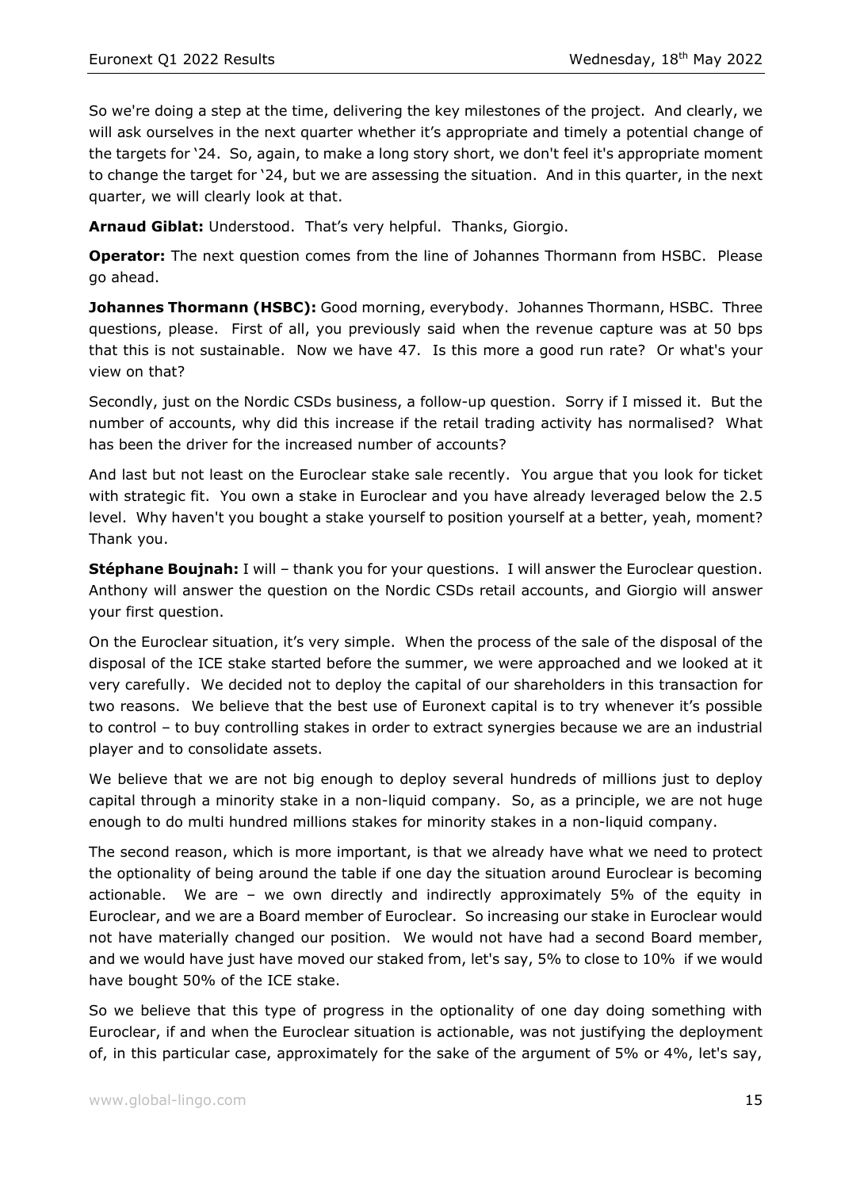So we're doing a step at the time, delivering the key milestones of the project. And clearly, we will ask ourselves in the next quarter whether it's appropriate and timely a potential change of the targets for '24. So, again, to make a long story short, we don't feel it's appropriate moment to change the target for '24, but we are assessing the situation. And in this quarter, in the next quarter, we will clearly look at that.

**Arnaud Giblat:** Understood. That's very helpful. Thanks, Giorgio.

**Operator:** The next question comes from the line of Johannes Thormann from HSBC. Please go ahead.

**Johannes Thormann (HSBC):** Good morning, everybody. Johannes Thormann, HSBC. Three questions, please. First of all, you previously said when the revenue capture was at 50 bps that this is not sustainable. Now we have 47. Is this more a good run rate? Or what's your view on that?

Secondly, just on the Nordic CSDs business, a follow-up question. Sorry if I missed it. But the number of accounts, why did this increase if the retail trading activity has normalised? What has been the driver for the increased number of accounts?

And last but not least on the Euroclear stake sale recently. You argue that you look for ticket with strategic fit. You own a stake in Euroclear and you have already leveraged below the 2.5 level. Why haven't you bought a stake yourself to position yourself at a better, yeah, moment? Thank you.

**Stéphane Boujnah:** I will – thank you for your questions. I will answer the Euroclear question. Anthony will answer the question on the Nordic CSDs retail accounts, and Giorgio will answer your first question.

On the Euroclear situation, it's very simple. When the process of the sale of the disposal of the disposal of the ICE stake started before the summer, we were approached and we looked at it very carefully. We decided not to deploy the capital of our shareholders in this transaction for two reasons. We believe that the best use of Euronext capital is to try whenever it's possible to control – to buy controlling stakes in order to extract synergies because we are an industrial player and to consolidate assets.

We believe that we are not big enough to deploy several hundreds of millions just to deploy capital through a minority stake in a non-liquid company. So, as a principle, we are not huge enough to do multi hundred millions stakes for minority stakes in a non-liquid company.

The second reason, which is more important, is that we already have what we need to protect the optionality of being around the table if one day the situation around Euroclear is becoming actionable. We are – we own directly and indirectly approximately 5% of the equity in Euroclear, and we are a Board member of Euroclear. So increasing our stake in Euroclear would not have materially changed our position. We would not have had a second Board member, and we would have just have moved our staked from, let's say, 5% to close to 10% if we would have bought 50% of the ICE stake.

So we believe that this type of progress in the optionality of one day doing something with Euroclear, if and when the Euroclear situation is actionable, was not justifying the deployment of, in this particular case, approximately for the sake of the argument of 5% or 4%, let's say,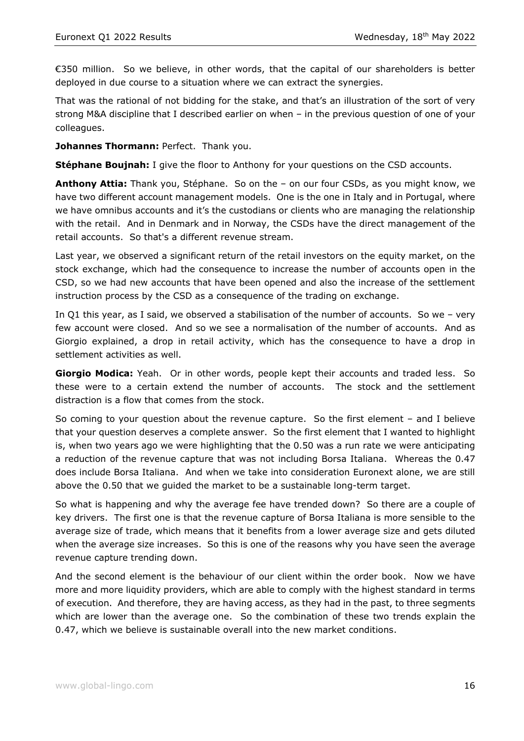€350 million. So we believe, in other words, that the capital of our shareholders is better deployed in due course to a situation where we can extract the synergies.

That was the rational of not bidding for the stake, and that's an illustration of the sort of very strong M&A discipline that I described earlier on when – in the previous question of one of your colleagues.

**Johannes Thormann:** Perfect. Thank you.

**Stéphane Boujnah:** I give the floor to Anthony for your questions on the CSD accounts.

**Anthony Attia:** Thank you, Stéphane. So on the – on our four CSDs, as you might know, we have two different account management models. One is the one in Italy and in Portugal, where we have omnibus accounts and it's the custodians or clients who are managing the relationship with the retail. And in Denmark and in Norway, the CSDs have the direct management of the retail accounts. So that's a different revenue stream.

Last year, we observed a significant return of the retail investors on the equity market, on the stock exchange, which had the consequence to increase the number of accounts open in the CSD, so we had new accounts that have been opened and also the increase of the settlement instruction process by the CSD as a consequence of the trading on exchange.

In Q1 this year, as I said, we observed a stabilisation of the number of accounts. So we – very few account were closed. And so we see a normalisation of the number of accounts. And as Giorgio explained, a drop in retail activity, which has the consequence to have a drop in settlement activities as well.

**Giorgio Modica:** Yeah. Or in other words, people kept their accounts and traded less. So these were to a certain extend the number of accounts. The stock and the settlement distraction is a flow that comes from the stock.

So coming to your question about the revenue capture. So the first element – and I believe that your question deserves a complete answer. So the first element that I wanted to highlight is, when two years ago we were highlighting that the 0.50 was a run rate we were anticipating a reduction of the revenue capture that was not including Borsa Italiana. Whereas the 0.47 does include Borsa Italiana. And when we take into consideration Euronext alone, we are still above the 0.50 that we guided the market to be a sustainable long-term target.

So what is happening and why the average fee have trended down? So there are a couple of key drivers. The first one is that the revenue capture of Borsa Italiana is more sensible to the average size of trade, which means that it benefits from a lower average size and gets diluted when the average size increases. So this is one of the reasons why you have seen the average revenue capture trending down.

And the second element is the behaviour of our client within the order book. Now we have more and more liquidity providers, which are able to comply with the highest standard in terms of execution. And therefore, they are having access, as they had in the past, to three segments which are lower than the average one. So the combination of these two trends explain the 0.47, which we believe is sustainable overall into the new market conditions.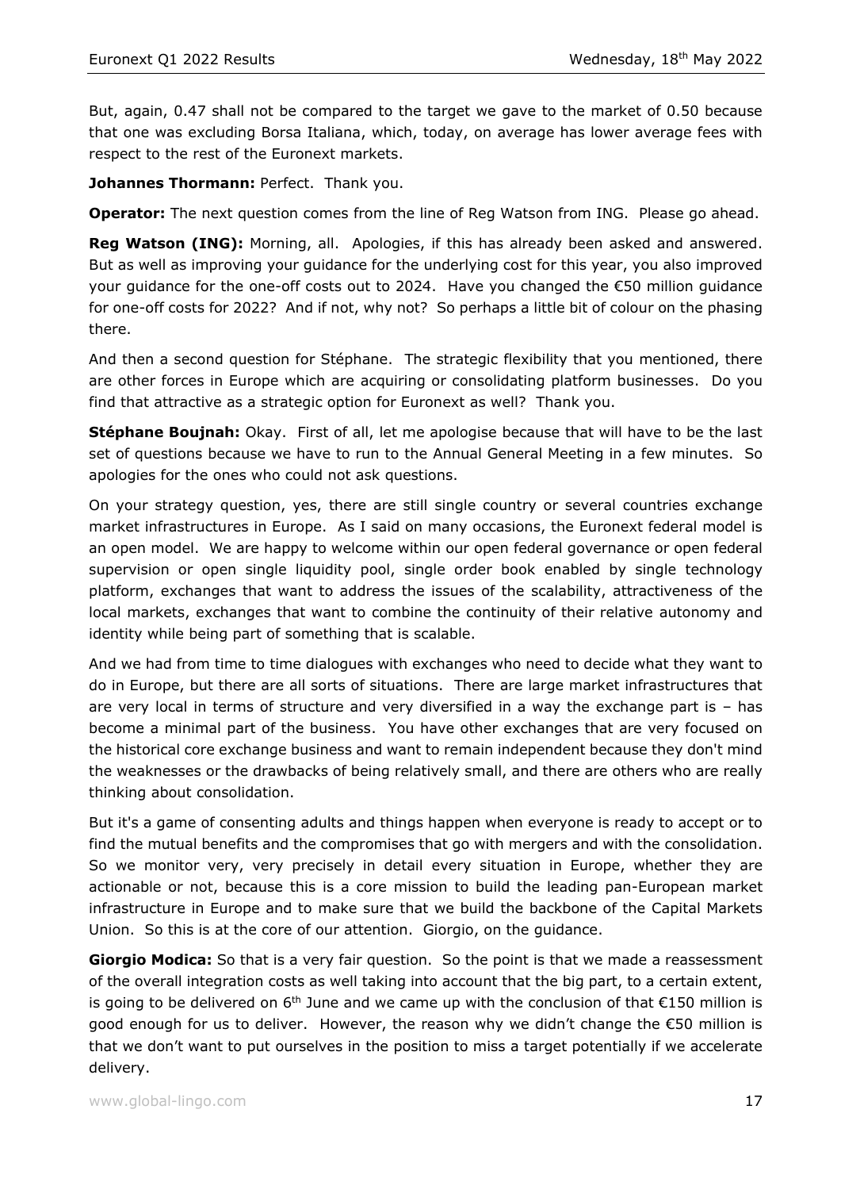But, again, 0.47 shall not be compared to the target we gave to the market of 0.50 because that one was excluding Borsa Italiana, which, today, on average has lower average fees with respect to the rest of the Euronext markets.

**Johannes Thormann:** Perfect. Thank you.

**Operator:** The next question comes from the line of Reg Watson from ING. Please go ahead.

**Reg Watson (ING):** Morning, all. Apologies, if this has already been asked and answered. But as well as improving your guidance for the underlying cost for this year, you also improved your guidance for the one-off costs out to 2024. Have you changed the €50 million guidance for one-off costs for 2022? And if not, why not? So perhaps a little bit of colour on the phasing there.

And then a second question for Stéphane. The strategic flexibility that you mentioned, there are other forces in Europe which are acquiring or consolidating platform businesses. Do you find that attractive as a strategic option for Euronext as well? Thank you.

**Stéphane Boujnah:** Okay. First of all, let me apologise because that will have to be the last set of questions because we have to run to the Annual General Meeting in a few minutes. So apologies for the ones who could not ask questions.

On your strategy question, yes, there are still single country or several countries exchange market infrastructures in Europe. As I said on many occasions, the Euronext federal model is an open model. We are happy to welcome within our open federal governance or open federal supervision or open single liquidity pool, single order book enabled by single technology platform, exchanges that want to address the issues of the scalability, attractiveness of the local markets, exchanges that want to combine the continuity of their relative autonomy and identity while being part of something that is scalable.

And we had from time to time dialogues with exchanges who need to decide what they want to do in Europe, but there are all sorts of situations. There are large market infrastructures that are very local in terms of structure and very diversified in a way the exchange part is – has become a minimal part of the business. You have other exchanges that are very focused on the historical core exchange business and want to remain independent because they don't mind the weaknesses or the drawbacks of being relatively small, and there are others who are really thinking about consolidation.

But it's a game of consenting adults and things happen when everyone is ready to accept or to find the mutual benefits and the compromises that go with mergers and with the consolidation. So we monitor very, very precisely in detail every situation in Europe, whether they are actionable or not, because this is a core mission to build the leading pan-European market infrastructure in Europe and to make sure that we build the backbone of the Capital Markets Union. So this is at the core of our attention. Giorgio, on the guidance.

**Giorgio Modica:** So that is a very fair question. So the point is that we made a reassessment of the overall integration costs as well taking into account that the big part, to a certain extent, is going to be delivered on 6th June and we came up with the conclusion of that €150 million is good enough for us to deliver. However, the reason why we didn't change the €50 million is that we don't want to put ourselves in the position to miss a target potentially if we accelerate delivery.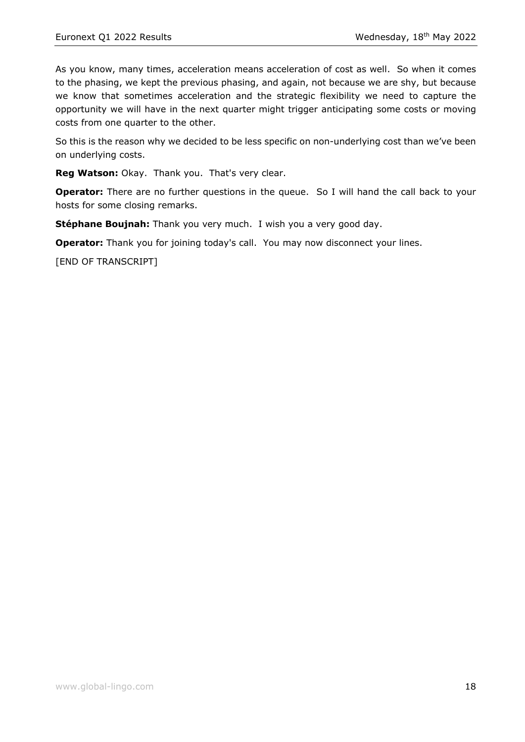As you know, many times, acceleration means acceleration of cost as well. So when it comes to the phasing, we kept the previous phasing, and again, not because we are shy, but because we know that sometimes acceleration and the strategic flexibility we need to capture the opportunity we will have in the next quarter might trigger anticipating some costs or moving costs from one quarter to the other.

So this is the reason why we decided to be less specific on non-underlying cost than we've been on underlying costs.

**Reg Watson:** Okay. Thank you. That's very clear.

**Operator:** There are no further questions in the queue. So I will hand the call back to your hosts for some closing remarks.

**Stéphane Boujnah:** Thank you very much. I wish you a very good day.

**Operator:** Thank you for joining today's call. You may now disconnect your lines.

[END OF TRANSCRIPT]